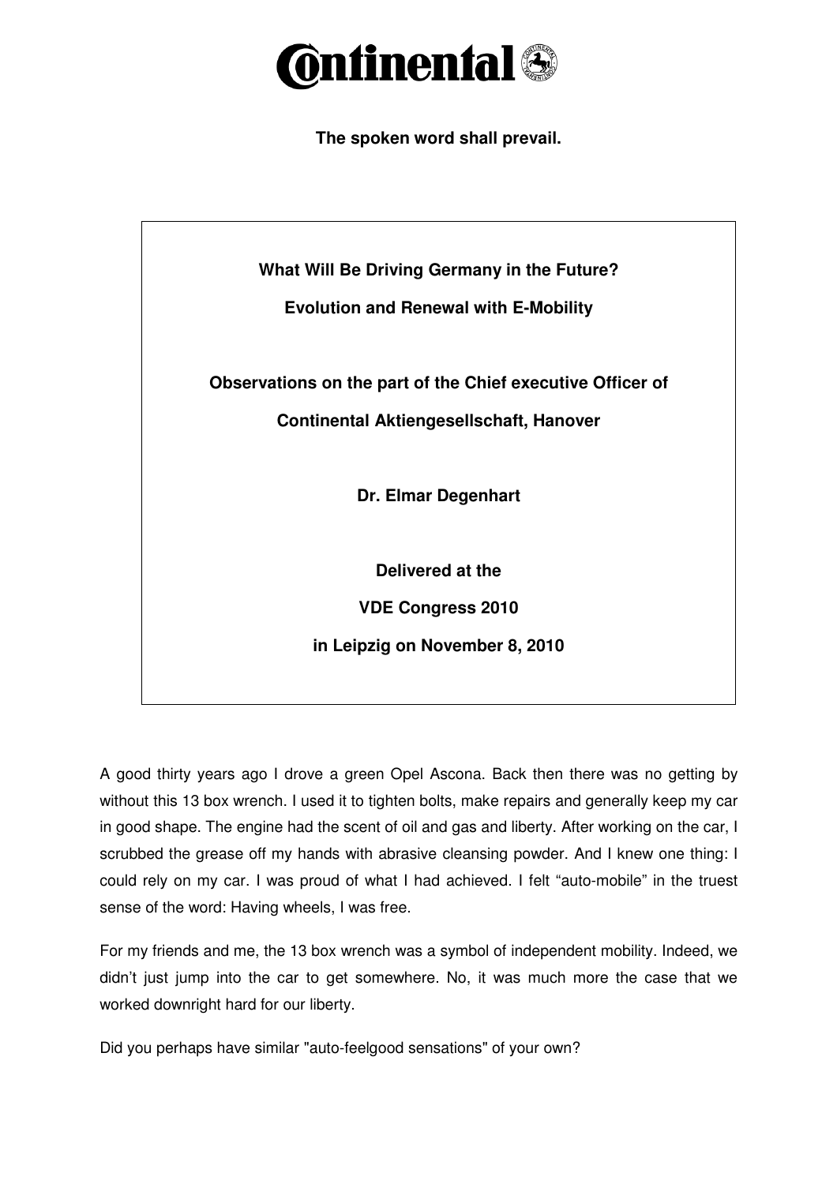# Continental

**The spoken word shall prevail.**

**What Will Be Driving Germany in the Future?**

**Evolution and Renewal with E-Mobility**

**Observations on the part of the Chief executive Officer of**

**Continental Aktiengesellschaft, Hanover**

**Dr. Elmar Degenhart**

**Delivered at the**

**VDE Congress 2010**

**in Leipzig on November 8, 2010**

A good thirty years ago I drove a green Opel Ascona. Back then there was no getting by without this 13 box wrench. I used it to tighten bolts, make repairs and generally keep my car in good shape. The engine had the scent of oil and gas and liberty. After working on the car, I scrubbed the grease off my hands with abrasive cleansing powder. And I knew one thing: I could rely on my car. I was proud of what I had achieved. I felt "auto-mobile" in the truest sense of the word: Having wheels, I was free.

For my friends and me, the 13 box wrench was a symbol of independent mobility. Indeed, we didn't just jump into the car to get somewhere. No, it was much more the case that we worked downright hard for our liberty.

Did you perhaps have similar "auto-feelgood sensations" of your own?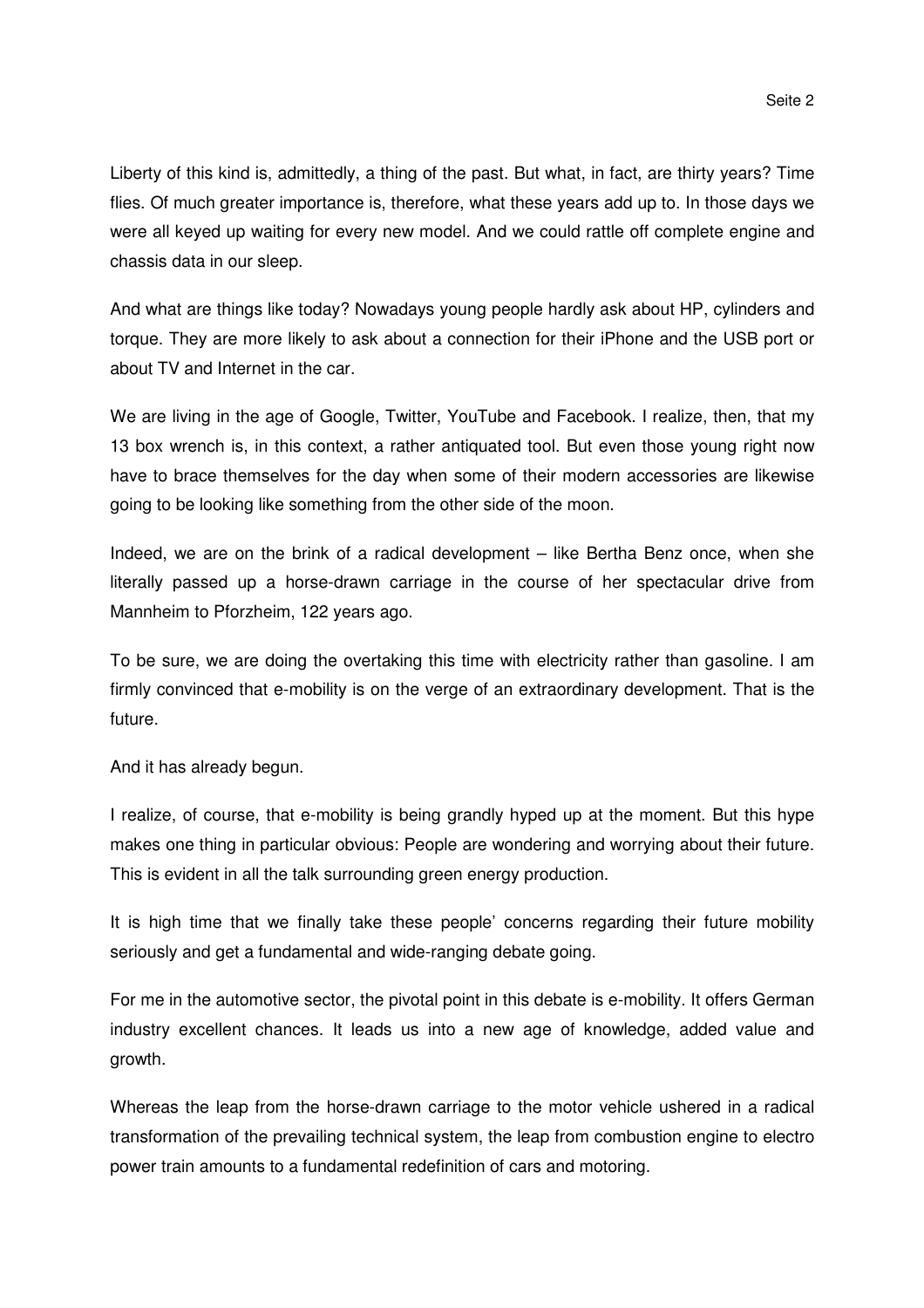Liberty of this kind is, admittedly, a thing of the past. But what, in fact, are thirty years? Time flies. Of much greater importance is, therefore, what these years add up to. In those days we were all keyed up waiting for every new model. And we could rattle off complete engine and chassis data in our sleep.

And what are things like today? Nowadays young people hardly ask about HP, cylinders and torque. They are more likely to ask about a connection for their iPhone and the USB port or about TV and Internet in the car.

We are living in the age of Google, Twitter, YouTube and Facebook. I realize, then, that my 13 box wrench is, in this context, a rather antiquated tool. But even those young right now have to brace themselves for the day when some of their modern accessories are likewise going to be looking like something from the other side of the moon.

Indeed, we are on the brink of a radical development – like Bertha Benz once, when she literally passed up a horse-drawn carriage in the course of her spectacular drive from Mannheim to Pforzheim, 122 years ago.

To be sure, we are doing the overtaking this time with electricity rather than gasoline. I am firmly convinced that e-mobility is on the verge of an extraordinary development. That is the future.

And it has already begun.

I realize, of course, that e-mobility is being grandly hyped up at the moment. But this hype makes one thing in particular obvious: People are wondering and worrying about their future. This is evident in all the talk surrounding green energy production.

It is high time that we finally take these people' concerns regarding their future mobility seriously and get a fundamental and wide-ranging debate going.

For me in the automotive sector, the pivotal point in this debate is e-mobility. It offers German industry excellent chances. It leads us into a new age of knowledge, added value and growth.

Whereas the leap from the horse-drawn carriage to the motor vehicle ushered in a radical transformation of the prevailing technical system, the leap from combustion engine to electro power train amounts to a fundamental redefinition of cars and motoring.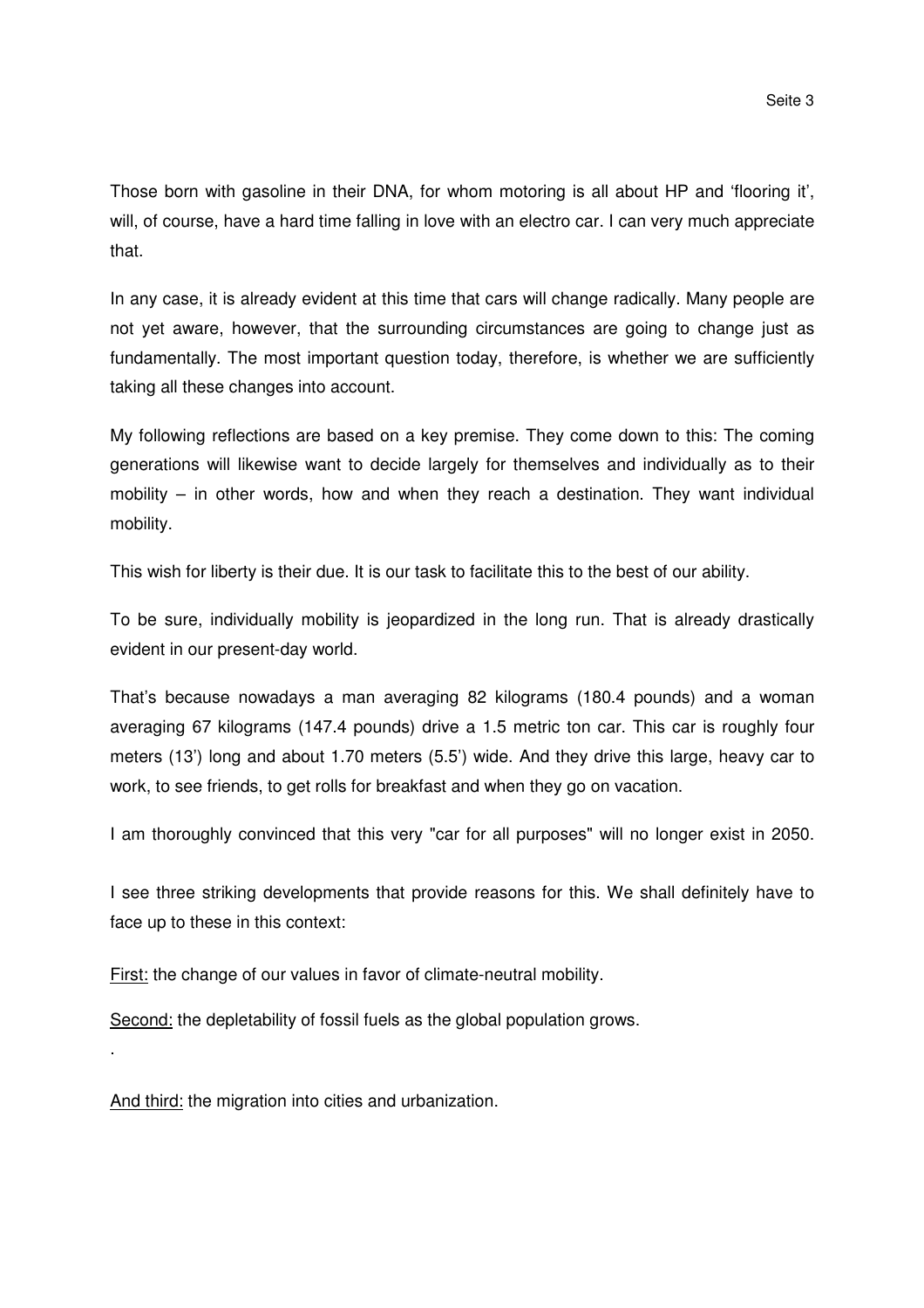Those born with gasoline in their DNA, for whom motoring is all about HP and 'flooring it', will, of course, have a hard time falling in love with an electro car. I can very much appreciate that.

In any case, it is already evident at this time that cars will change radically. Many people are not yet aware, however, that the surrounding circumstances are going to change just as fundamentally. The most important question today, therefore, is whether we are sufficiently taking all these changes into account.

My following reflections are based on a key premise. They come down to this: The coming generations will likewise want to decide largely for themselves and individually as to their mobility – in other words, how and when they reach a destination. They want individual mobility.

This wish for liberty is their due. It is our task to facilitate this to the best of our ability.

To be sure, individually mobility is jeopardized in the long run. That is already drastically evident in our present-day world.

That's because nowadays a man averaging 82 kilograms (180.4 pounds) and a woman averaging 67 kilograms (147.4 pounds) drive a 1.5 metric ton car. This car is roughly four meters (13') long and about 1.70 meters (5.5') wide. And they drive this large, heavy car to work, to see friends, to get rolls for breakfast and when they go on vacation.

I am thoroughly convinced that this very "car for all purposes" will no longer exist in 2050.

I see three striking developments that provide reasons for this. We shall definitely have to face up to these in this context:

<u>First:</u> the change of our values in favor of climate-neutral mobility.

<u>Second:</u> the depletability of fossil fuels as the global population grows.

.

<u>And third:</u> the migration into cities and urbanization.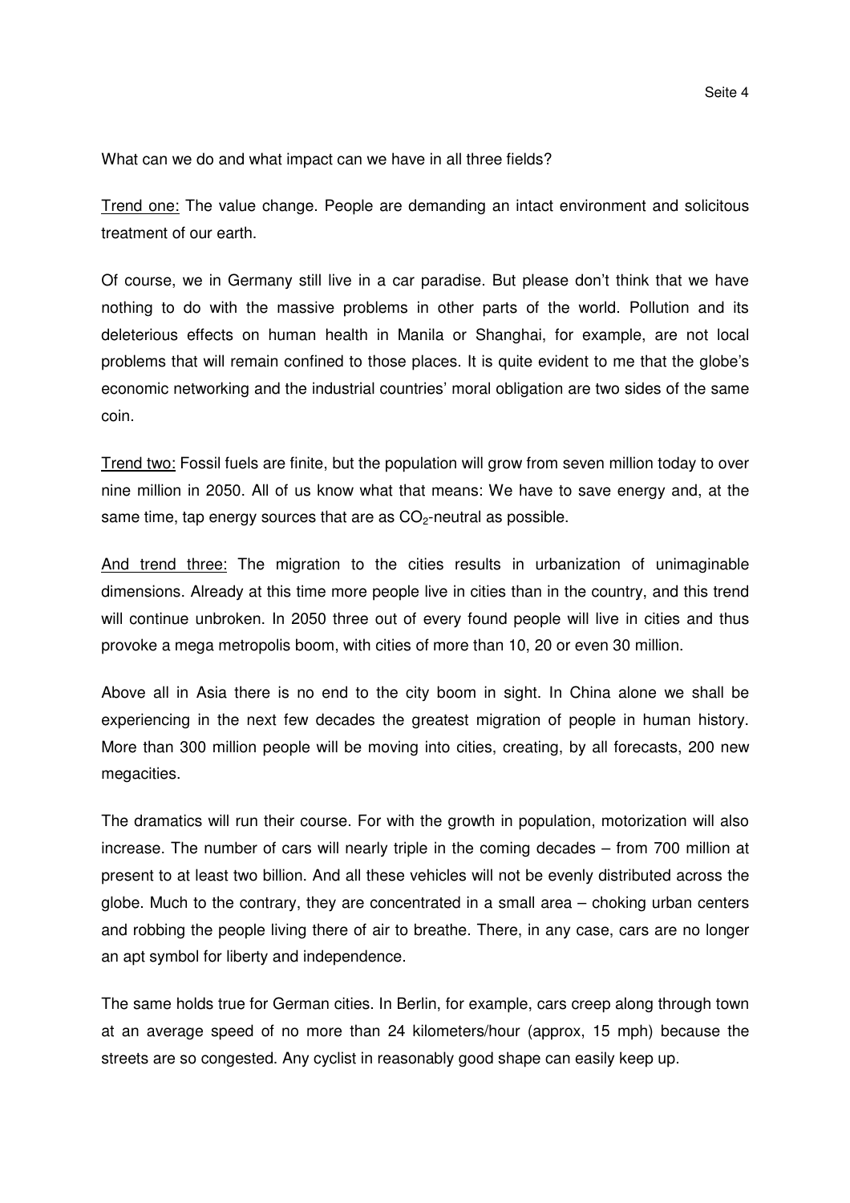What can we do and what impact can we have in all three fields?

<u>Trend one:</u> The value change. People are demanding an intact environment and solicitous treatment of our earth.

Of course, we in Germany still live in a car paradise. But please don't think that we have nothing to do with the massive problems in other parts of the world. Pollution and its deleterious effects on human health in Manila or Shanghai, for example, are not local problems that will remain confined to those places. It is quite evident to me that the globe's economic networking and the industrial countries' moral obligation are two sides of the same coin.

<u>Trend two:</u> Fossil fuels are finite, but the population will grow from seven million today to over nine million in 2050. All of us know what that means: We have to save energy and, at the same time, tap energy sources that are as $CO_2$-neutral as possible.

<u>And trend three:</u> The migration to the cities results in urbanization of unimaginable dimensions. Already at this time more people live in cities than in the country, and this trend will continue unbroken. In 2050 three out of every found people will live in cities and thus provoke a mega metropolis boom, with cities of more than 10, 20 or even 30 million.

Above all in Asia there is no end to the city boom in sight. In China alone we shall be experiencing in the next few decades the greatest migration of people in human history. More than 300 million people will be moving into cities, creating, by all forecasts, 200 new megacities.

The dramatics will run their course. For with the growth in population, motorization will also increase. The number of cars will nearly triple in the coming decades – from 700 million at present to at least two billion. And all these vehicles will not be evenly distributed across the globe. Much to the contrary, they are concentrated in a small area – choking urban centers and robbing the people living there of air to breathe. There, in any case, cars are no longer an apt symbol for liberty and independence.

The same holds true for German cities. In Berlin, for example, cars creep along through town at an average speed of no more than 24 kilometers/hour (approx, 15 mph) because the streets are so congested. Any cyclist in reasonably good shape can easily keep up.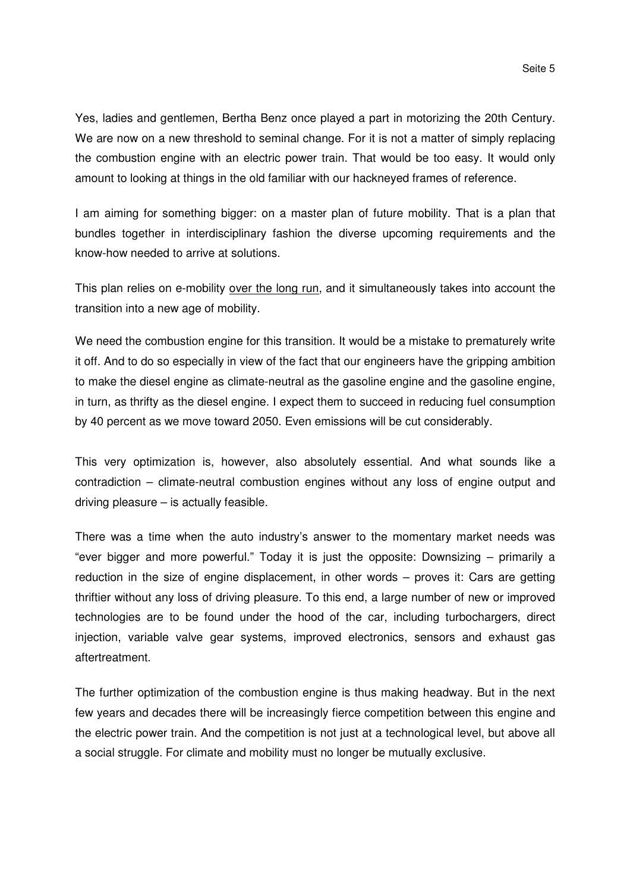Yes, ladies and gentlemen, Bertha Benz once played a part in motorizing the 20th Century. We are now on a new threshold to seminal change. For it is not a matter of simply replacing the combustion engine with an electric power train. That would be too easy. It would only amount to looking at things in the old familiar with our hackneyed frames of reference.

I am aiming for something bigger: on a master plan of future mobility. That is a plan that bundles together in interdisciplinary fashion the diverse upcoming requirements and the know-how needed to arrive at solutions.

This plan relies on e-mobility <u>over the long run</u>, and it simultaneously takes into account the transition into a new age of mobility.

We need the combustion engine for this transition. It would be a mistake to prematurely write it off. And to do so especially in view of the fact that our engineers have the gripping ambition to make the diesel engine as climate-neutral as the gasoline engine and the gasoline engine, in turn, as thrifty as the diesel engine. I expect them to succeed in reducing fuel consumption by 40 percent as we move toward 2050. Even emissions will be cut considerably.

This very optimization is, however, also absolutely essential. And what sounds like a contradiction – climate-neutral combustion engines without any loss of engine output and driving pleasure – is actually feasible.

There was a time when the auto industry's answer to the momentary market needs was "ever bigger and more powerful." Today it is just the opposite: Downsizing – primarily a reduction in the size of engine displacement, in other words – proves it: Cars are getting thriftier without any loss of driving pleasure. To this end, a large number of new or improved technologies are to be found under the hood of the car, including turbochargers, direct injection, variable valve gear systems, improved electronics, sensors and exhaust gas aftertreatment.

The further optimization of the combustion engine is thus making headway. But in the next few years and decades there will be increasingly fierce competition between this engine and the electric power train. And the competition is not just at a technological level, but above all a social struggle. For climate and mobility must no longer be mutually exclusive.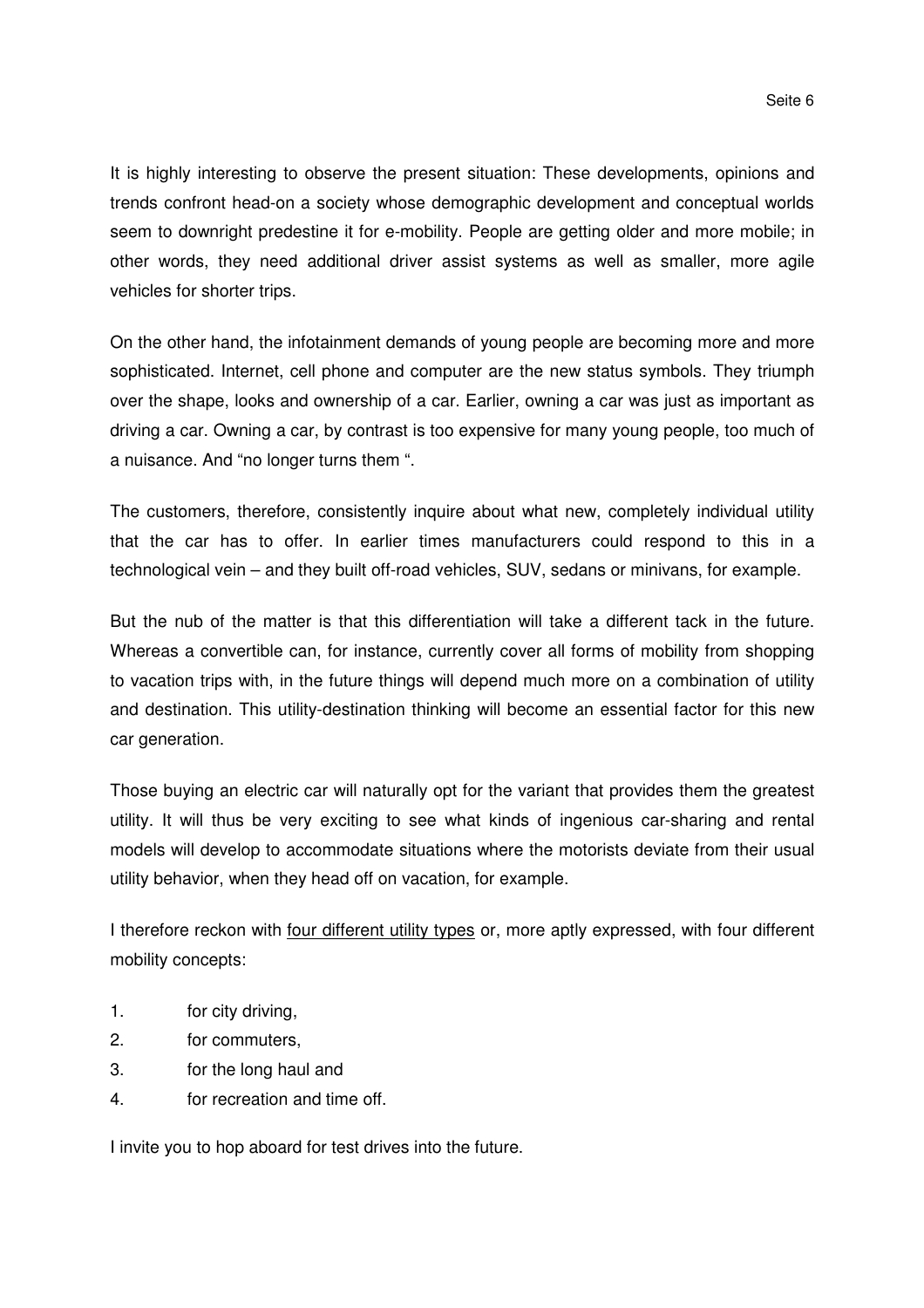It is highly interesting to observe the present situation: These developments, opinions and trends confront head-on a society whose demographic development and conceptual worlds seem to downright predestine it for e-mobility. People are getting older and more mobile; in other words, they need additional driver assist systems as well as smaller, more agile vehicles for shorter trips.

On the other hand, the infotainment demands of young people are becoming more and more sophisticated. Internet, cell phone and computer are the new status symbols. They triumph over the shape, looks and ownership of a car. Earlier, owning a car was just as important as driving a car. Owning a car, by contrast is too expensive for many young people, too much of a nuisance. And "no longer turns them ".

The customers, therefore, consistently inquire about what new, completely individual utility that the car has to offer. In earlier times manufacturers could respond to this in a technological vein – and they built off-road vehicles, SUV, sedans or minivans, for example.

But the nub of the matter is that this differentiation will take a different tack in the future. Whereas a convertible can, for instance, currently cover all forms of mobility from shopping to vacation trips with, in the future things will depend much more on a combination of utility and destination. This utility-destination thinking will become an essential factor for this new car generation.

Those buying an electric car will naturally opt for the variant that provides them the greatest utility. It will thus be very exciting to see what kinds of ingenious car-sharing and rental models will develop to accommodate situations where the motorists deviate from their usual utility behavior, when they head off on vacation, for example.

I therefore reckon with <u>four different utility types</u> or, more aptly expressed, with four different mobility concepts:

1. for city driving,
2. for commuters,
3. for the long haul and
4. for recreation and time off.

I invite you to hop aboard for test drives into the future.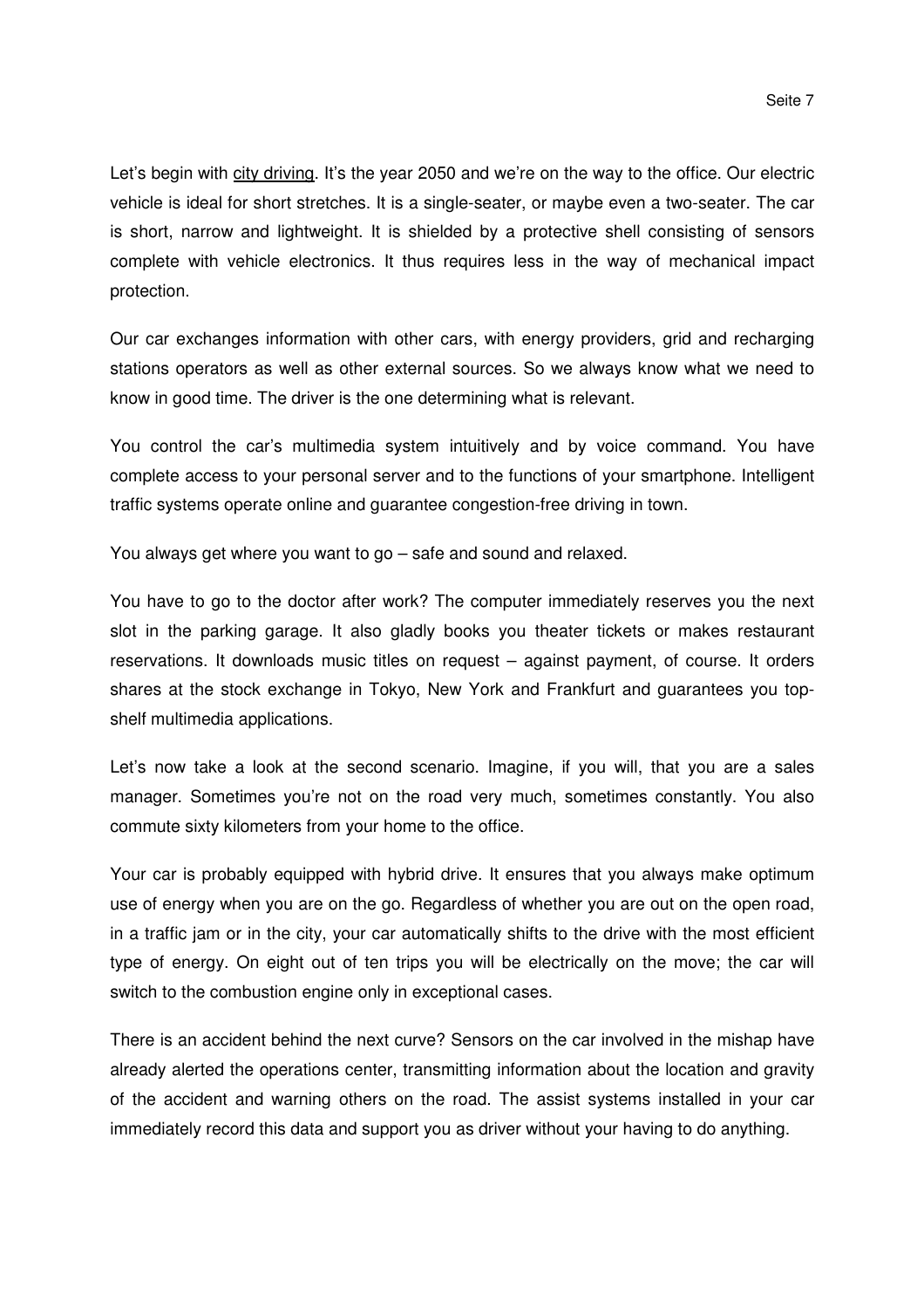Let's begin with <u>city driving</u>. It's the year 2050 and we're on the way to the office. Our electric vehicle is ideal for short stretches. It is a single-seater, or maybe even a two-seater. The car is short, narrow and lightweight. It is shielded by a protective shell consisting of sensors complete with vehicle electronics. It thus requires less in the way of mechanical impact protection.

Our car exchanges information with other cars, with energy providers, grid and recharging stations operators as well as other external sources. So we always know what we need to know in good time. The driver is the one determining what is relevant.

You control the car's multimedia system intuitively and by voice command. You have complete access to your personal server and to the functions of your smartphone. Intelligent traffic systems operate online and guarantee congestion-free driving in town.

You always get where you want to go – safe and sound and relaxed.

You have to go to the doctor after work? The computer immediately reserves you the next slot in the parking garage. It also gladly books you theater tickets or makes restaurant reservations. It downloads music titles on request – against payment, of course. It orders shares at the stock exchange in Tokyo, New York and Frankfurt and guarantees you top-shelf multimedia applications.

Let's now take a look at the second scenario. Imagine, if you will, that you are a sales manager. Sometimes you're not on the road very much, sometimes constantly. You also commute sixty kilometers from your home to the office.

Your car is probably equipped with hybrid drive. It ensures that you always make optimum use of energy when you are on the go. Regardless of whether you are out on the open road, in a traffic jam or in the city, your car automatically shifts to the drive with the most efficient type of energy. On eight out of ten trips you will be electrically on the move; the car will switch to the combustion engine only in exceptional cases.

There is an accident behind the next curve? Sensors on the car involved in the mishap have already alerted the operations center, transmitting information about the location and gravity of the accident and warning others on the road. The assist systems installed in your car immediately record this data and support you as driver without your having to do anything.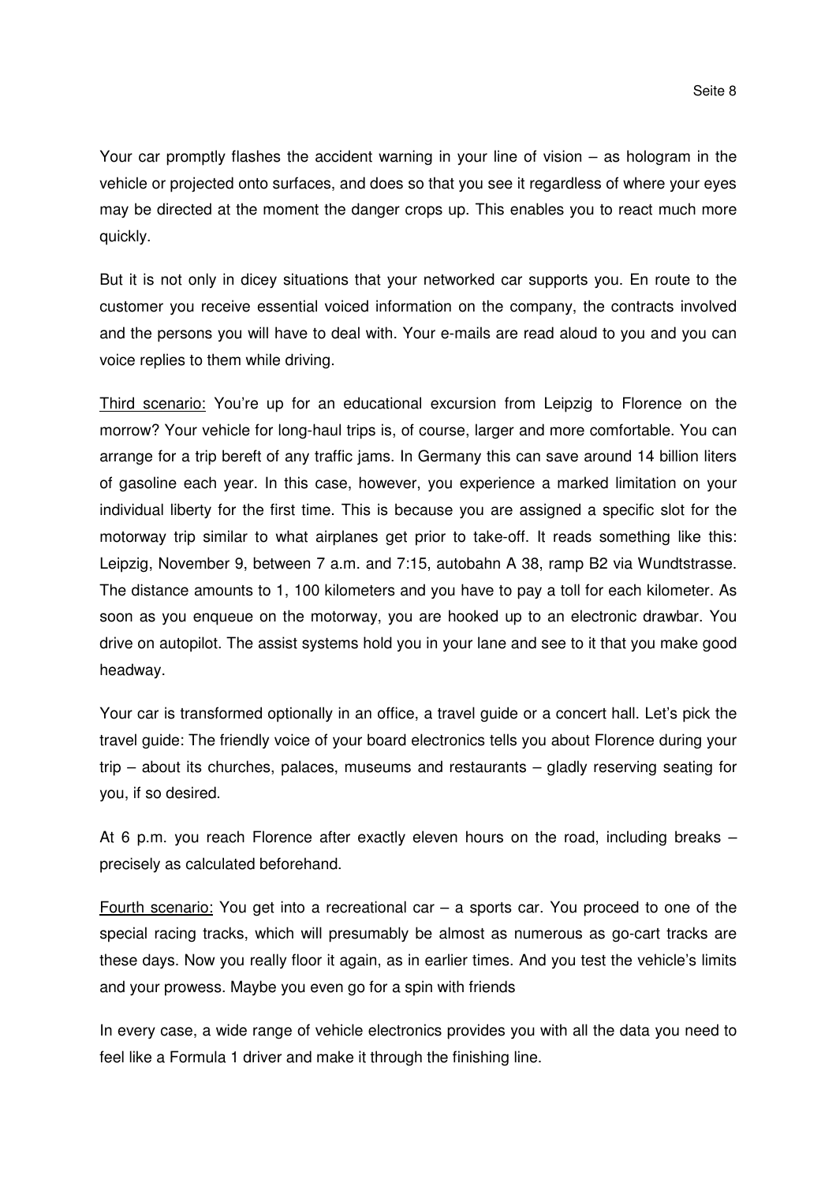Your car promptly flashes the accident warning in your line of vision – as hologram in the vehicle or projected onto surfaces, and does so that you see it regardless of where your eyes may be directed at the moment the danger crops up. This enables you to react much more quickly.

But it is not only in dicey situations that your networked car supports you. En route to the customer you receive essential voiced information on the company, the contracts involved and the persons you will have to deal with. Your e-mails are read aloud to you and you can voice replies to them while driving.

<u>Third scenario:</u> You're up for an educational excursion from Leipzig to Florence on the morrow? Your vehicle for long-haul trips is, of course, larger and more comfortable. You can arrange for a trip bereft of any traffic jams. In Germany this can save around 14 billion liters of gasoline each year. In this case, however, you experience a marked limitation on your individual liberty for the first time. This is because you are assigned a specific slot for the motorway trip similar to what airplanes get prior to take-off. It reads something like this: Leipzig, November 9, between 7 a.m. and 7:15, autobahn A 38, ramp B2 via Wundtstrasse. The distance amounts to 1, 100 kilometers and you have to pay a toll for each kilometer. As soon as you enqueue on the motorway, you are hooked up to an electronic drawbar. You drive on autopilot. The assist systems hold you in your lane and see to it that you make good headway.

Your car is transformed optionally in an office, a travel guide or a concert hall. Let's pick the travel guide: The friendly voice of your board electronics tells you about Florence during your trip – about its churches, palaces, museums and restaurants – gladly reserving seating for you, if so desired.

At 6 p.m. you reach Florence after exactly eleven hours on the road, including breaks – precisely as calculated beforehand.

<u>Fourth scenario:</u> You get into a recreational car – a sports car. You proceed to one of the special racing tracks, which will presumably be almost as numerous as go-cart tracks are these days. Now you really floor it again, as in earlier times. And you test the vehicle's limits and your prowess. Maybe you even go for a spin with friends

In every case, a wide range of vehicle electronics provides you with all the data you need to feel like a Formula 1 driver and make it through the finishing line.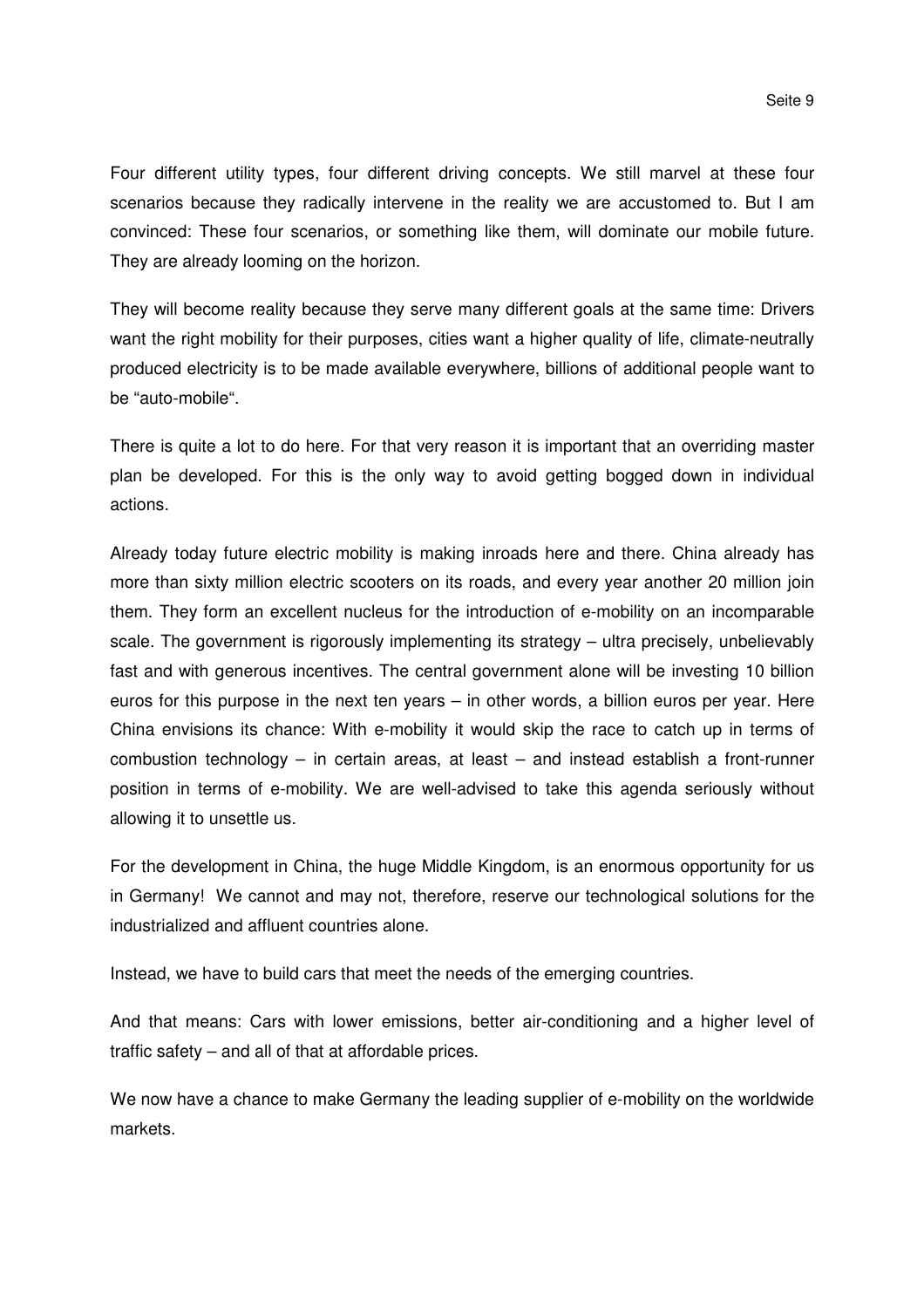Four different utility types, four different driving concepts. We still marvel at these four scenarios because they radically intervene in the reality we are accustomed to. But I am convinced: These four scenarios, or something like them, will dominate our mobile future. They are already looming on the horizon.

They will become reality because they serve many different goals at the same time: Drivers want the right mobility for their purposes, cities want a higher quality of life, climate-neutrally produced electricity is to be made available everywhere, billions of additional people want to be "auto-mobile".

There is quite a lot to do here. For that very reason it is important that an overriding master plan be developed. For this is the only way to avoid getting bogged down in individual actions.

Already today future electric mobility is making inroads here and there. China already has more than sixty million electric scooters on its roads, and every year another 20 million join them. They form an excellent nucleus for the introduction of e-mobility on an incomparable scale. The government is rigorously implementing its strategy – ultra precisely, unbelievably fast and with generous incentives. The central government alone will be investing 10 billion euros for this purpose in the next ten years – in other words, a billion euros per year. Here China envisions its chance: With e-mobility it would skip the race to catch up in terms of combustion technology – in certain areas, at least – and instead establish a front-runner position in terms of e-mobility. We are well-advised to take this agenda seriously without allowing it to unsettle us.

For the development in China, the huge Middle Kingdom, is an enormous opportunity for us in Germany! We cannot and may not, therefore, reserve our technological solutions for the industrialized and affluent countries alone.

Instead, we have to build cars that meet the needs of the emerging countries.

And that means: Cars with lower emissions, better air-conditioning and a higher level of traffic safety – and all of that at affordable prices.

We now have a chance to make Germany the leading supplier of e-mobility on the worldwide markets.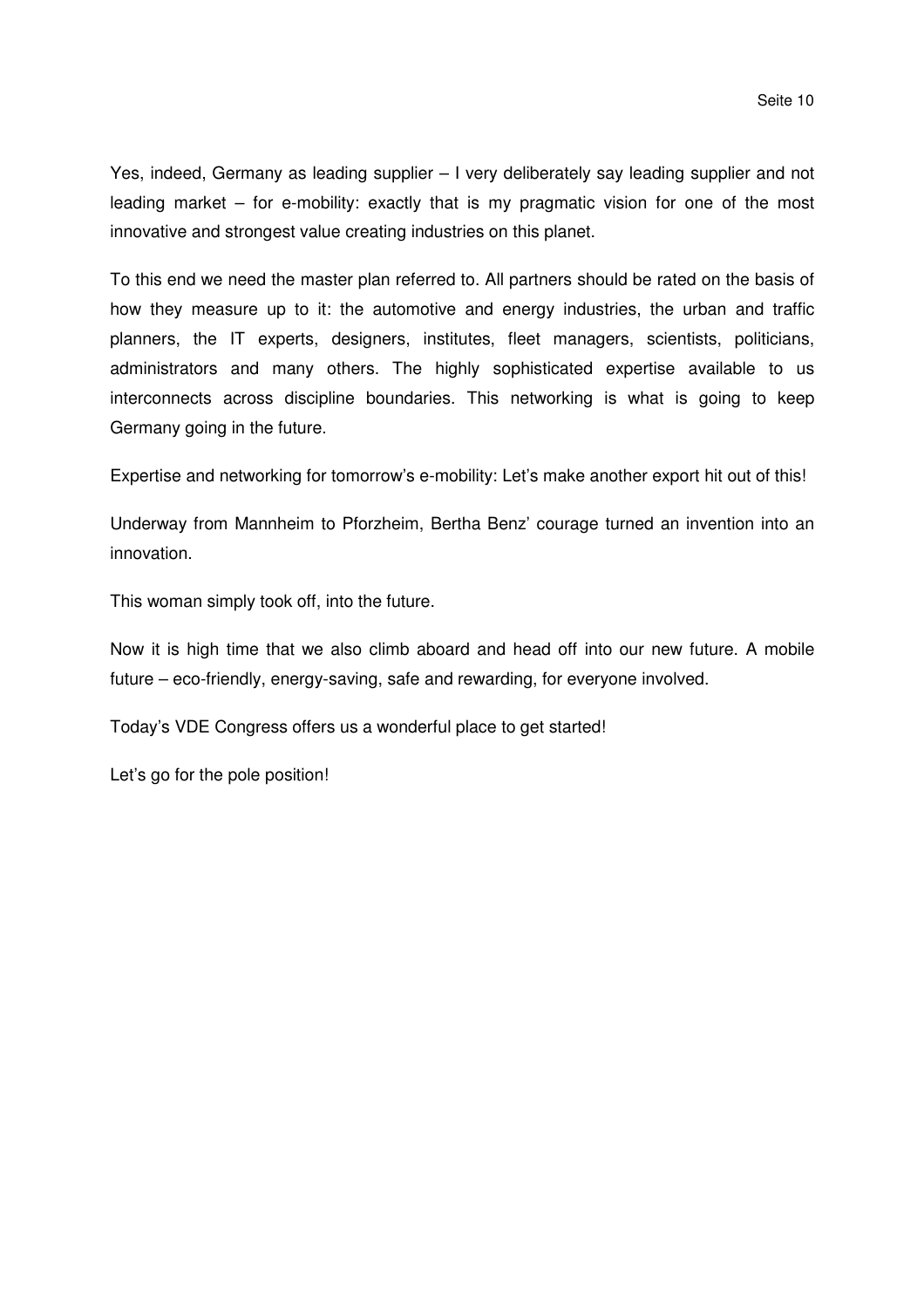Yes, indeed, Germany as leading supplier – I very deliberately say leading supplier and not leading market – for e-mobility: exactly that is my pragmatic vision for one of the most innovative and strongest value creating industries on this planet.

To this end we need the master plan referred to. All partners should be rated on the basis of how they measure up to it: the automotive and energy industries, the urban and traffic planners, the IT experts, designers, institutes, fleet managers, scientists, politicians, administrators and many others. The highly sophisticated expertise available to us interconnects across discipline boundaries. This networking is what is going to keep Germany going in the future.

Expertise and networking for tomorrow's e-mobility: Let's make another export hit out of this!

Underway from Mannheim to Pforzheim, Bertha Benz' courage turned an invention into an innovation.

This woman simply took off, into the future.

Now it is high time that we also climb aboard and head off into our new future. A mobile future – eco-friendly, energy-saving, safe and rewarding, for everyone involved.

Today's VDE Congress offers us a wonderful place to get started!

Let's go for the pole position!